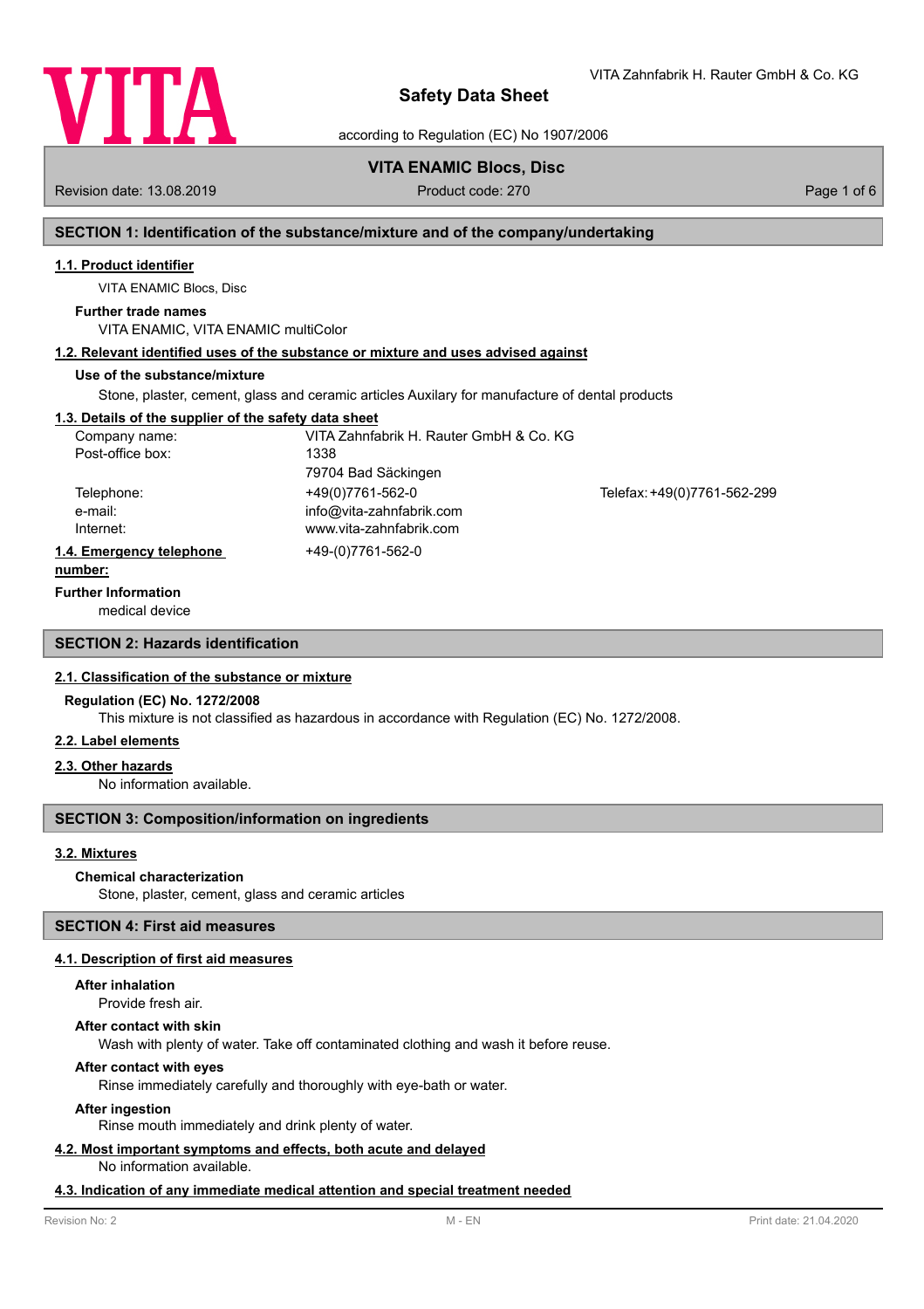# Safety Data Sheet

according to Regulation (EC) No 1907/2006

VITA Zahnfabrik H. Rauter GmbH & Co. KG

**VITA ENAMIC Blocs, Disc**

Revision date: 13.08.2019 | Product code: 270

## SECTION 1: Identification of the substance/mixture and of the company/undertaking

### 1.1. Product identifier

VITA ENAMIC Blocs, Disc

**Further trade names**

VITA ENAMIC, VITA ENAMIC multiColor

### 1.2. Relevant identified uses of the substance or mixture and uses advised against

**Use of the substance/mixture**

Stone, plaster, cement, glass and ceramic articles Auxilary for manufacture of dental products

### 1.3. Details of the supplier of the safety data sheet

| | | |
|---|---|---|
| Company name: | VITA Zahnfabrik H. Rauter GmbH & Co. KG | |
| Post-office box: | 1338 | |
| | 79704 Bad Säckingen | |
| Telephone: | +49(0)7761-562-0 | Telefax: +49(0)7761-562-299 |
| e-mail: | info@vita-zahnfabrik.com | |
| Internet: | www.vita-zahnfabrik.com | |

### 1.4. Emergency telephone number:

+49-(0)7761-562-0

**Further Information**

medical device

## SECTION 2: Hazards identification

### 2.1. Classification of the substance or mixture

**Regulation (EC) No. 1272/2008**

This mixture is not classified as hazardous in accordance with Regulation (EC) No. 1272/2008.

### 2.2. Label elements

### 2.3. Other hazards

No information available.

## SECTION 3: Composition/information on ingredients

### 3.2. Mixtures

**Chemical characterization**

Stone, plaster, cement, glass and ceramic articles

## SECTION 4: First aid measures

### 4.1. Description of first aid measures

**After inhalation**

Provide fresh air.

**After contact with skin**

Wash with plenty of water. Take off contaminated clothing and wash it before reuse.

**After contact with eyes**

Rinse immediately carefully and thoroughly with eye-bath or water.

**After ingestion**

Rinse mouth immediately and drink plenty of water.

### 4.2. Most important symptoms and effects, both acute and delayed

No information available.

### 4.3. Indication of any immediate medical attention and special treatment needed

Revision No: 2 | M - EN | Print date: 21.04.2020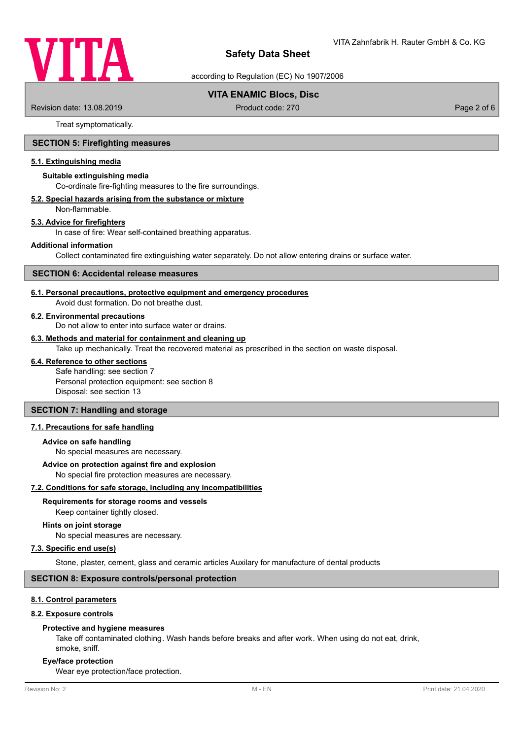Treat symptomatically.

## SECTION 5: Firefighting measures

### 5.1. Extinguishing media

**Suitable extinguishing media**

Co-ordinate fire-fighting measures to the fire surroundings.

### 5.2. Special hazards arising from the substance or mixture

Non-flammable.

### 5.3. Advice for firefighters

In case of fire: Wear self-contained breathing apparatus.

**Additional information**

Collect contaminated fire extinguishing water separately. Do not allow entering drains or surface water.

## SECTION 6: Accidental release measures

### 6.1. Personal precautions, protective equipment and emergency procedures

Avoid dust formation. Do not breathe dust.

### 6.2. Environmental precautions

Do not allow to enter into surface water or drains.

### 6.3. Methods and material for containment and cleaning up

Take up mechanically. Treat the recovered material as prescribed in the section on waste disposal.

### 6.4. Reference to other sections

Safe handling: see section 7
Personal protection equipment: see section 8
Disposal: see section 13

## SECTION 7: Handling and storage

### 7.1. Precautions for safe handling

**Advice on safe handling**

No special measures are necessary.

**Advice on protection against fire and explosion**

No special fire protection measures are necessary.

### 7.2. Conditions for safe storage, including any incompatibilities

**Requirements for storage rooms and vessels**

Keep container tightly closed.

**Hints on joint storage**

No special measures are necessary.

### 7.3. Specific end use(s)

Stone, plaster, cement, glass and ceramic articles Auxilary for manufacture of dental products

## SECTION 8: Exposure controls/personal protection

### 8.1. Control parameters

### 8.2. Exposure controls

**Protective and hygiene measures**

Take off contaminated clothing. Wash hands before breaks and after work. When using do not eat, drink, smoke, sniff.

**Eye/face protection**

Wear eye protection/face protection.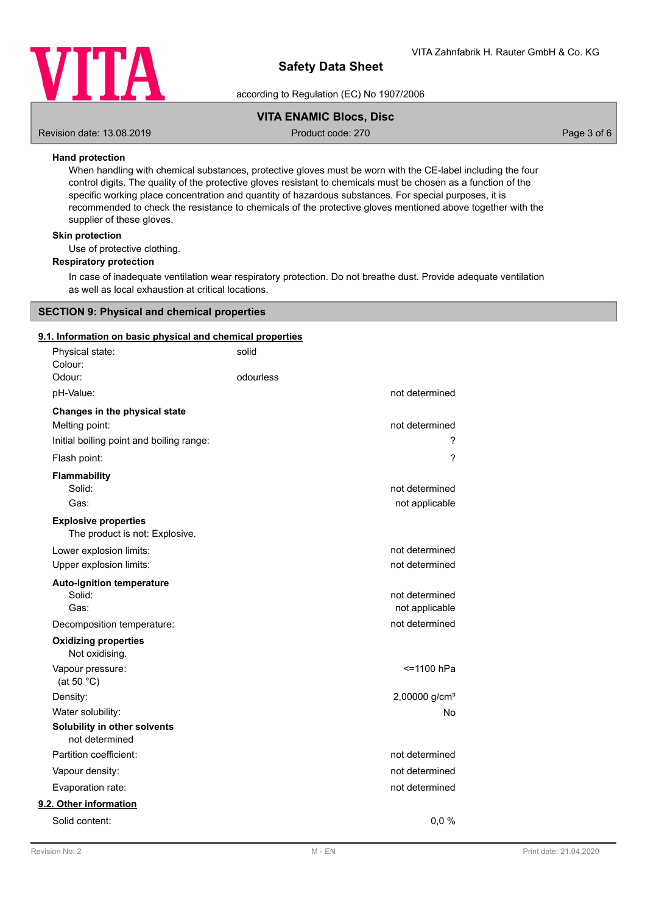**Hand protection**

When handling with chemical substances, protective gloves must be worn with the CE-label including the four control digits. The quality of the protective gloves resistant to chemicals must be chosen as a function of the specific working place concentration and quantity of hazardous substances. For special purposes, it is recommended to check the resistance to chemicals of the protective gloves mentioned above together with the supplier of these gloves.

**Skin protection**

Use of protective clothing.

**Respiratory protection**

In case of inadequate ventilation wear respiratory protection. Do not breathe dust. Provide adequate ventilation as well as local exhaustion at critical locations.

## SECTION 9: Physical and chemical properties

### 9.1. Information on basic physical and chemical properties

| | | |
|---|---|---|
| Physical state: | solid | |
| Colour: | | |
| Odour: | odourless | |
| pH-Value: | | not determined |
| **Changes in the physical state** | | |
| Melting point: | | not determined |
| Initial boiling point and boiling range: | | ? |
| Flash point: | | ? |
| **Flammability** | | |
| Solid: | | not determined |
| Gas: | | not applicable |
| **Explosive properties** | | |
| The product is not: Explosive. | | |
| Lower explosion limits: | | not determined |
| Upper explosion limits: | | not determined |
| **Auto-ignition temperature** | | |
| Solid: | | not determined |
| Gas: | | not applicable |
| Decomposition temperature: | | not determined |
| **Oxidizing properties** | | |
| Not oxidising. | | |
| Vapour pressure: (at 50 °C) | | <=1100 hPa |
| Density: | | 2,00000 g/cm³ |
| Water solubility: | | No |
| **Solubility in other solvents** | | |
| not determined | | |
| Partition coefficient: | | not determined |
| Vapour density: | | not determined |
| Evaporation rate: | | not determined |

### 9.2. Other information

| | |
|---|---|
| Solid content: | 0,0 % |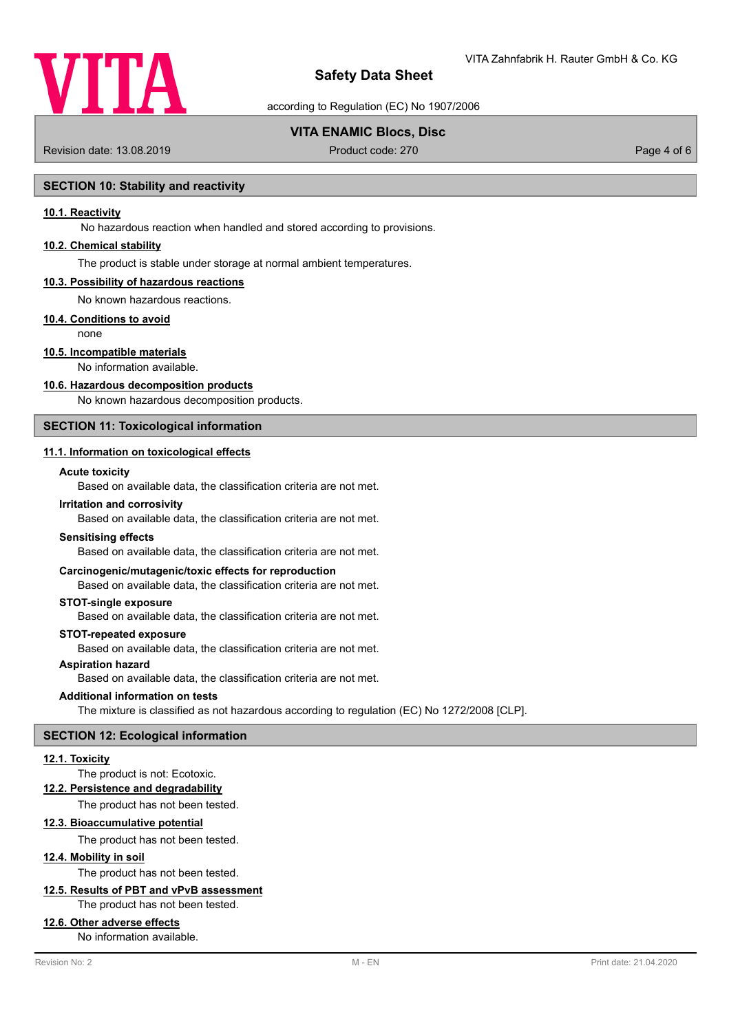## SECTION 10: Stability and reactivity

### 10.1. Reactivity

No hazardous reaction when handled and stored according to provisions.

### 10.2. Chemical stability

The product is stable under storage at normal ambient temperatures.

### 10.3. Possibility of hazardous reactions

No known hazardous reactions.

### 10.4. Conditions to avoid

none

### 10.5. Incompatible materials

No information available.

### 10.6. Hazardous decomposition products

No known hazardous decomposition products.

## SECTION 11: Toxicological information

### 11.1. Information on toxicological effects

**Acute toxicity**

Based on available data, the classification criteria are not met.

**Irritation and corrosivity**

Based on available data, the classification criteria are not met.

**Sensitising effects**

Based on available data, the classification criteria are not met.

**Carcinogenic/mutagenic/toxic effects for reproduction**

Based on available data, the classification criteria are not met.

**STOT-single exposure**

Based on available data, the classification criteria are not met.

**STOT-repeated exposure**

Based on available data, the classification criteria are not met.

**Aspiration hazard**

Based on available data, the classification criteria are not met.

**Additional information on tests**

The mixture is classified as not hazardous according to regulation (EC) No 1272/2008 [CLP].

## SECTION 12: Ecological information

### 12.1. Toxicity

The product is not: Ecotoxic.

### 12.2. Persistence and degradability

The product has not been tested.

### 12.3. Bioaccumulative potential

The product has not been tested.

### 12.4. Mobility in soil

The product has not been tested.

### 12.5. Results of PBT and vPvB assessment

The product has not been tested.

### 12.6. Other adverse effects

No information available.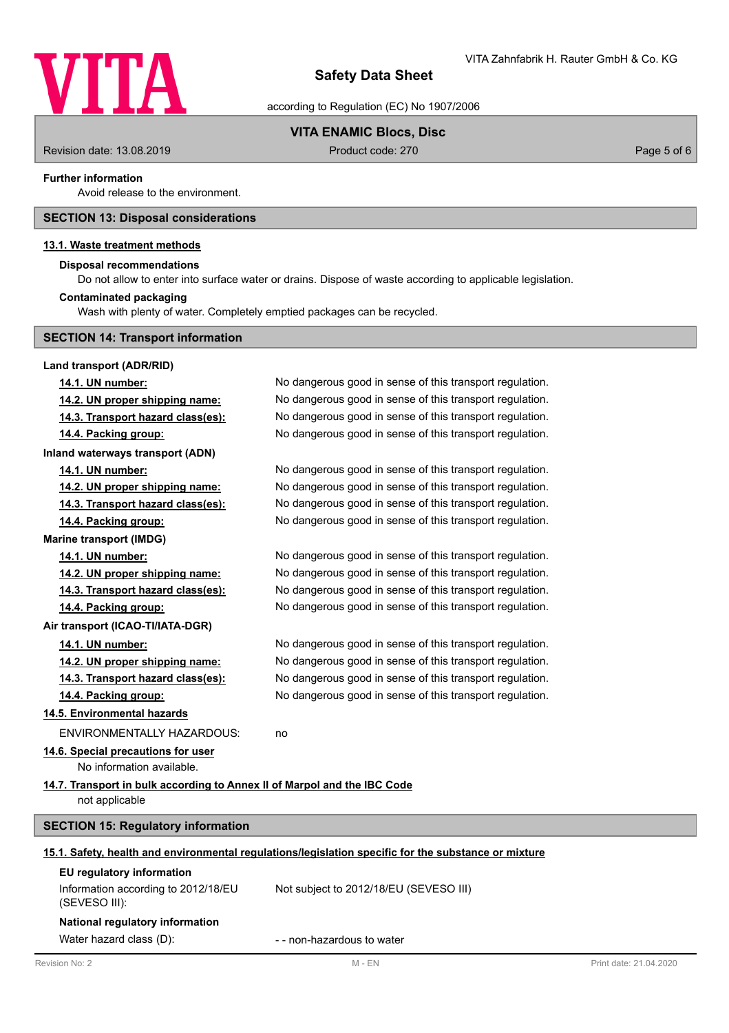**Further information**

Avoid release to the environment.

## SECTION 13: Disposal considerations

### 13.1. Waste treatment methods

**Disposal recommendations**

Do not allow to enter into surface water or drains. Dispose of waste according to applicable legislation.

**Contaminated packaging**

Wash with plenty of water. Completely emptied packages can be recycled.

## SECTION 14: Transport information

**Land transport (ADR/RID)**

| | |
|---|---|
| **14.1. UN number:** | No dangerous good in sense of this transport regulation. |
| **14.2. UN proper shipping name:** | No dangerous good in sense of this transport regulation. |
| **14.3. Transport hazard class(es):** | No dangerous good in sense of this transport regulation. |
| **14.4. Packing group:** | No dangerous good in sense of this transport regulation. |

**Inland waterways transport (ADN)**

| | |
|---|---|
| **14.1. UN number:** | No dangerous good in sense of this transport regulation. |
| **14.2. UN proper shipping name:** | No dangerous good in sense of this transport regulation. |
| **14.3. Transport hazard class(es):** | No dangerous good in sense of this transport regulation. |
| **14.4. Packing group:** | No dangerous good in sense of this transport regulation. |

**Marine transport (IMDG)**

| | |
|---|---|
| **14.1. UN number:** | No dangerous good in sense of this transport regulation. |
| **14.2. UN proper shipping name:** | No dangerous good in sense of this transport regulation. |
| **14.3. Transport hazard class(es):** | No dangerous good in sense of this transport regulation. |
| **14.4. Packing group:** | No dangerous good in sense of this transport regulation. |

**Air transport (ICAO-TI/IATA-DGR)**

| | |
|---|---|
| **14.1. UN number:** | No dangerous good in sense of this transport regulation. |
| **14.2. UN proper shipping name:** | No dangerous good in sense of this transport regulation. |
| **14.3. Transport hazard class(es):** | No dangerous good in sense of this transport regulation. |
| **14.4. Packing group:** | No dangerous good in sense of this transport regulation. |

### 14.5. Environmental hazards

ENVIRONMENTALLY HAZARDOUS: no

### 14.6. Special precautions for user

No information available.

### 14.7. Transport in bulk according to Annex II of Marpol and the IBC Code

not applicable

## SECTION 15: Regulatory information

### 15.1. Safety, health and environmental regulations/legislation specific for the substance or mixture

**EU regulatory information**

| | |
|---|---|
| Information according to 2012/18/EU (SEVESO III): | Not subject to 2012/18/EU (SEVESO III) |

**National regulatory information**

| | |
|---|---|
| Water hazard class (D): | - - non-hazardous to water |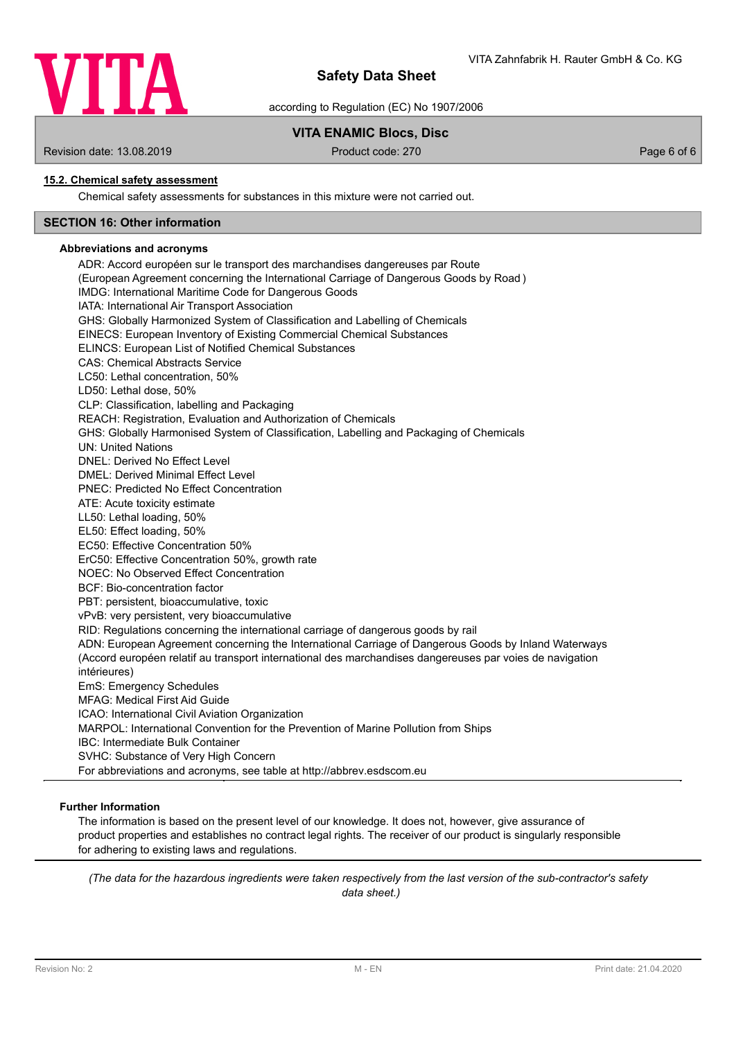### 15.2. Chemical safety assessment

Chemical safety assessments for substances in this mixture were not carried out.

## SECTION 16: Other information

**Abbreviations and acronyms**

ADR: Accord européen sur le transport des marchandises dangereuses par Route
(European Agreement concerning the International Carriage of Dangerous Goods by Road )
IMDG: International Maritime Code for Dangerous Goods
IATA: International Air Transport Association
GHS: Globally Harmonized System of Classification and Labelling of Chemicals
EINECS: European Inventory of Existing Commercial Chemical Substances
ELINCS: European List of Notified Chemical Substances
CAS: Chemical Abstracts Service
LC50: Lethal concentration, 50%
LD50: Lethal dose, 50%
CLP: Classification, labelling and Packaging
REACH: Registration, Evaluation and Authorization of Chemicals
GHS: Globally Harmonised System of Classification, Labelling and Packaging of Chemicals
UN: United Nations
DNEL: Derived No Effect Level
DMEL: Derived Minimal Effect Level
PNEC: Predicted No Effect Concentration
ATE: Acute toxicity estimate
LL50: Lethal loading, 50%
EL50: Effect loading, 50%
EC50: Effective Concentration 50%
ErC50: Effective Concentration 50%, growth rate
NOEC: No Observed Effect Concentration
BCF: Bio-concentration factor
PBT: persistent, bioaccumulative, toxic
vPvB: very persistent, very bioaccumulative
RID: Regulations concerning the international carriage of dangerous goods by rail
ADN: European Agreement concerning the International Carriage of Dangerous Goods by Inland Waterways
(Accord européen relatif au transport international des marchandises dangereuses par voies de navigation intérieures)
EmS: Emergency Schedules
MFAG: Medical First Aid Guide
ICAO: International Civil Aviation Organization
MARPOL: International Convention for the Prevention of Marine Pollution from Ships
IBC: Intermediate Bulk Container
SVHC: Substance of Very High Concern
For abbreviations and acronyms, see table at http://abbrev.esdscom.eu

**Further Information**

The information is based on the present level of our knowledge. It does not, however, give assurance of product properties and establishes no contract legal rights. The receiver of our product is singularly responsible for adhering to existing laws and regulations.

*(The data for the hazardous ingredients were taken respectively from the last version of the sub-contractor's safety data sheet.)*